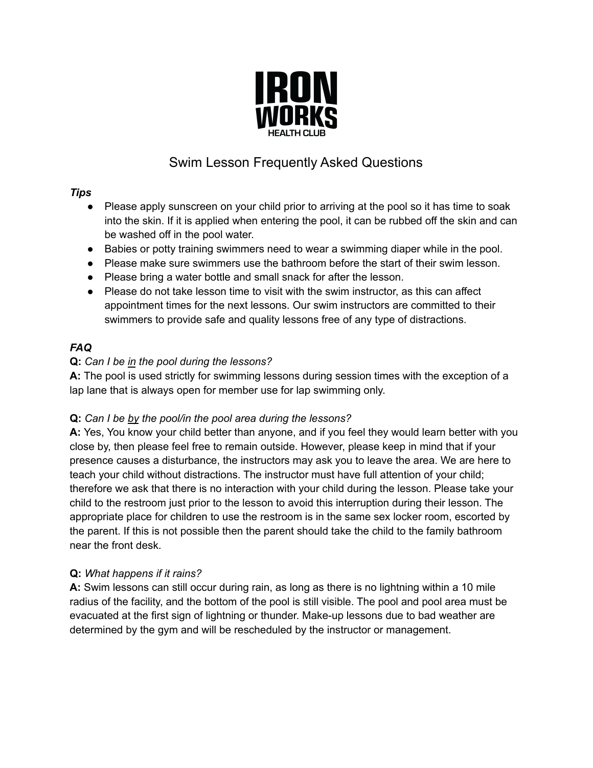IRON WORKS HEALTH CLUB

# Swim Lesson Frequently Asked Questions

***Tips***

- Please apply sunscreen on your child prior to arriving at the pool so it has time to soak into the skin. If it is applied when entering the pool, it can be rubbed off the skin and can be washed off in the pool water.
- Babies or potty training swimmers need to wear a swimming diaper while in the pool.
- Please make sure swimmers use the bathroom before the start of their swim lesson.
- Please bring a water bottle and small snack for after the lesson.
- Please do not take lesson time to visit with the swim instructor, as this can affect appointment times for the next lessons. Our swim instructors are committed to their swimmers to provide safe and quality lessons free of any type of distractions.

***FAQ***

**Q:** *Can I be <u>in</u> the pool during the lessons?*
**A:** The pool is used strictly for swimming lessons during session times with the exception of a lap lane that is always open for member use for lap swimming only.

**Q:** *Can I be <u>by</u> the pool/in the pool area during the lessons?*
**A:** Yes, You know your child better than anyone, and if you feel they would learn better with you close by, then please feel free to remain outside. However, please keep in mind that if your presence causes a disturbance, the instructors may ask you to leave the area. We are here to teach your child without distractions. The instructor must have full attention of your child; therefore we ask that there is no interaction with your child during the lesson. Please take your child to the restroom just prior to the lesson to avoid this interruption during their lesson. The appropriate place for children to use the restroom is in the same sex locker room, escorted by the parent. If this is not possible then the parent should take the child to the family bathroom near the front desk.

**Q:** *What happens if it rains?*
**A:** Swim lessons can still occur during rain, as long as there is no lightning within a 10 mile radius of the facility, and the bottom of the pool is still visible. The pool and pool area must be evacuated at the first sign of lightning or thunder. Make-up lessons due to bad weather are determined by the gym and will be rescheduled by the instructor or management.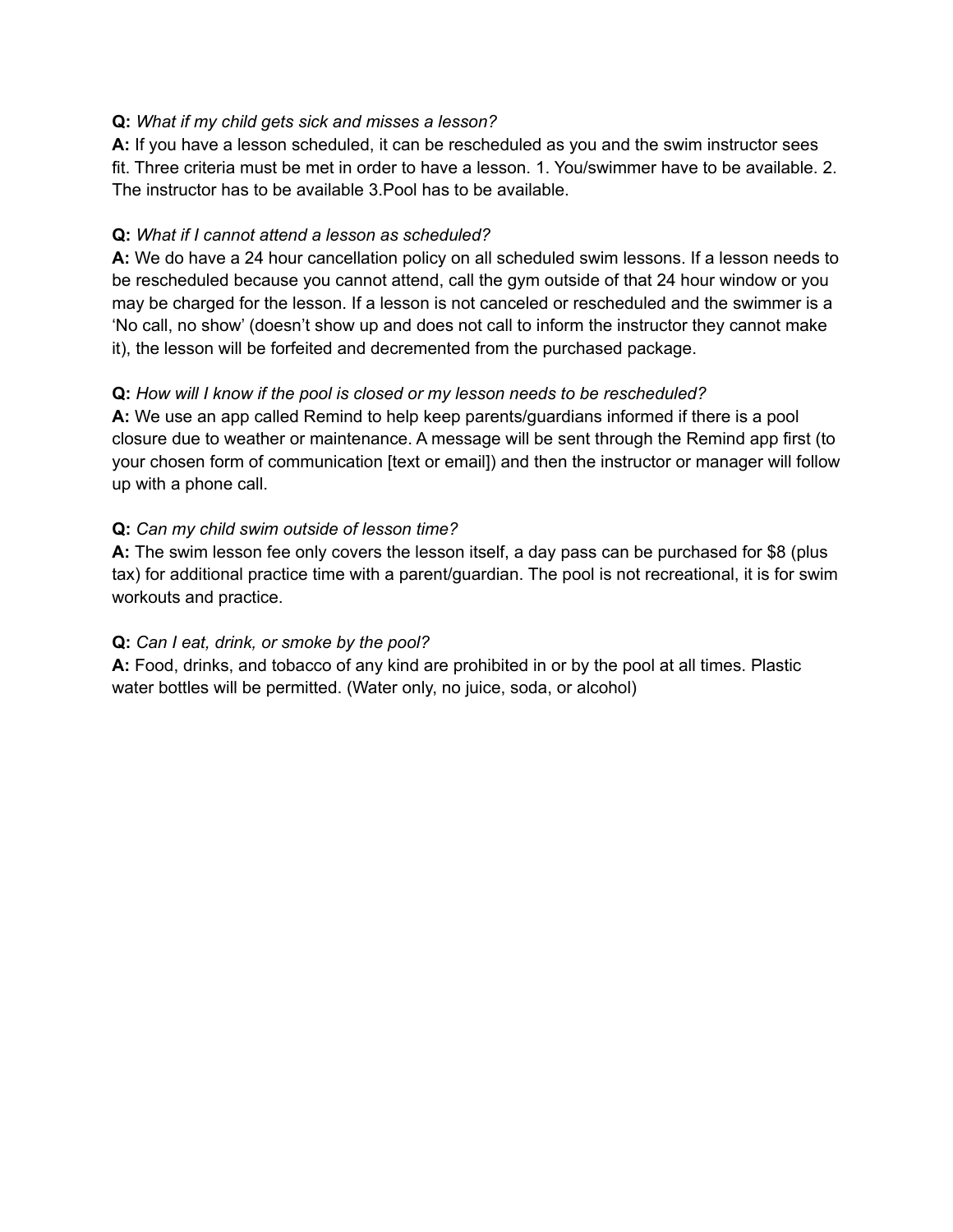**Q:** *What if my child gets sick and misses a lesson?*
**A:** If you have a lesson scheduled, it can be rescheduled as you and the swim instructor sees fit. Three criteria must be met in order to have a lesson. 1. You/swimmer have to be available. 2. The instructor has to be available 3.Pool has to be available.

**Q:** *What if I cannot attend a lesson as scheduled?*
**A:** We do have a 24 hour cancellation policy on all scheduled swim lessons. If a lesson needs to be rescheduled because you cannot attend, call the gym outside of that 24 hour window or you may be charged for the lesson. If a lesson is not canceled or rescheduled and the swimmer is a 'No call, no show' (doesn't show up and does not call to inform the instructor they cannot make it), the lesson will be forfeited and decremented from the purchased package.

**Q:** *How will I know if the pool is closed or my lesson needs to be rescheduled?*
**A:** We use an app called Remind to help keep parents/guardians informed if there is a pool closure due to weather or maintenance. A message will be sent through the Remind app first (to your chosen form of communication [text or email]) and then the instructor or manager will follow up with a phone call.

**Q:** *Can my child swim outside of lesson time?*
**A:** The swim lesson fee only covers the lesson itself, a day pass can be purchased for $8 (plus tax) for additional practice time with a parent/guardian. The pool is not recreational, it is for swim workouts and practice.

**Q:** *Can I eat, drink, or smoke by the pool?*
**A:** Food, drinks, and tobacco of any kind are prohibited in or by the pool at all times. Plastic water bottles will be permitted. (Water only, no juice, soda, or alcohol)